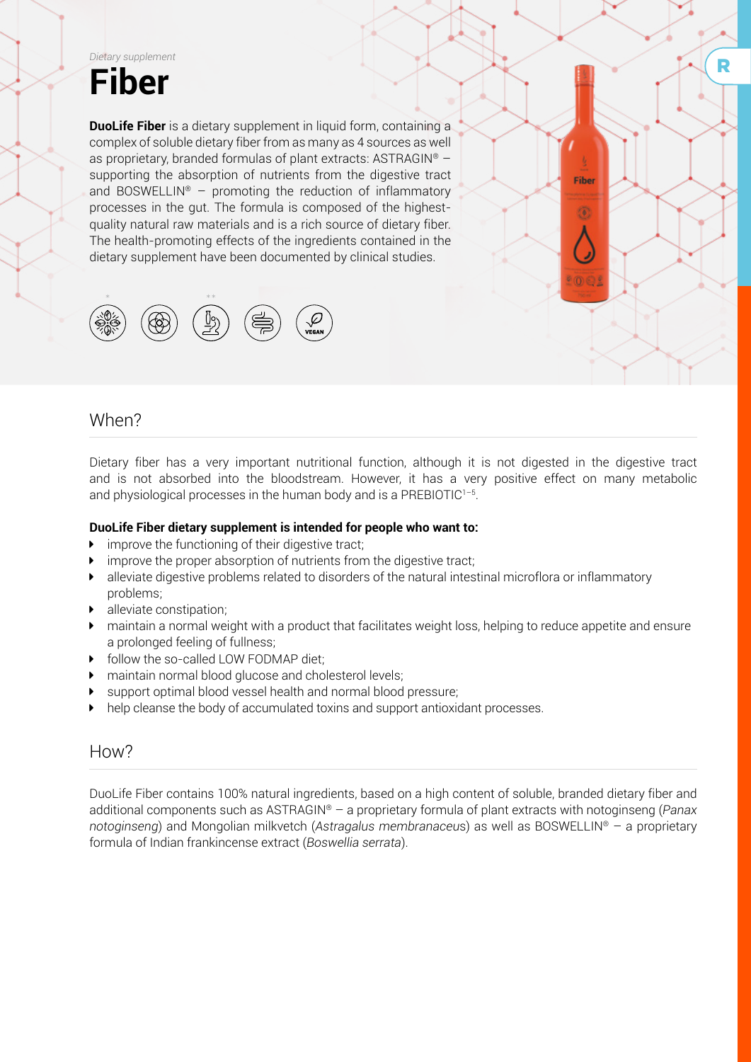*Dietary supplement*

# Fiber

**DuoLife Fiber** is a dietary supplement in liquid form, containing a complex of soluble dietary fiber from as many as 4 sources as well as proprietary, branded formulas of plant extracts: ASTRAGIN® – supporting the absorption of nutrients from the digestive tract and BOSWELLIN® – promoting the reduction of inflammatory processes in the gut. The formula is composed of the highest-quality natural raw materials and is a rich source of dietary fiber. The health-promoting effects of the ingredients contained in the dietary supplement have been documented by clinical studies.

## When?

Dietary fiber has a very important nutritional function, although it is not digested in the digestive tract and is not absorbed into the bloodstream. However, it has a very positive effect on many metabolic and physiological processes in the human body and is a PREBIOTIC[1–5].

**DuoLife Fiber dietary supplement is intended for people who want to:**

- improve the functioning of their digestive tract;
- improve the proper absorption of nutrients from the digestive tract;
- alleviate digestive problems related to disorders of the natural intestinal microflora or inflammatory problems;
- alleviate constipation;
- maintain a normal weight with a product that facilitates weight loss, helping to reduce appetite and ensure a prolonged feeling of fullness;
- follow the so-called LOW FODMAP diet;
- maintain normal blood glucose and cholesterol levels;
- support optimal blood vessel health and normal blood pressure;
- help cleanse the body of accumulated toxins and support antioxidant processes.

## How?

DuoLife Fiber contains 100% natural ingredients, based on a high content of soluble, branded dietary fiber and additional components such as ASTRAGIN® – a proprietary formula of plant extracts with notoginseng (*Panax notoginseng*) and Mongolian milkvetch (*Astragalus membranaceus*) as well as BOSWELLIN® – a proprietary formula of Indian frankincense extract (*Boswellia serrata*).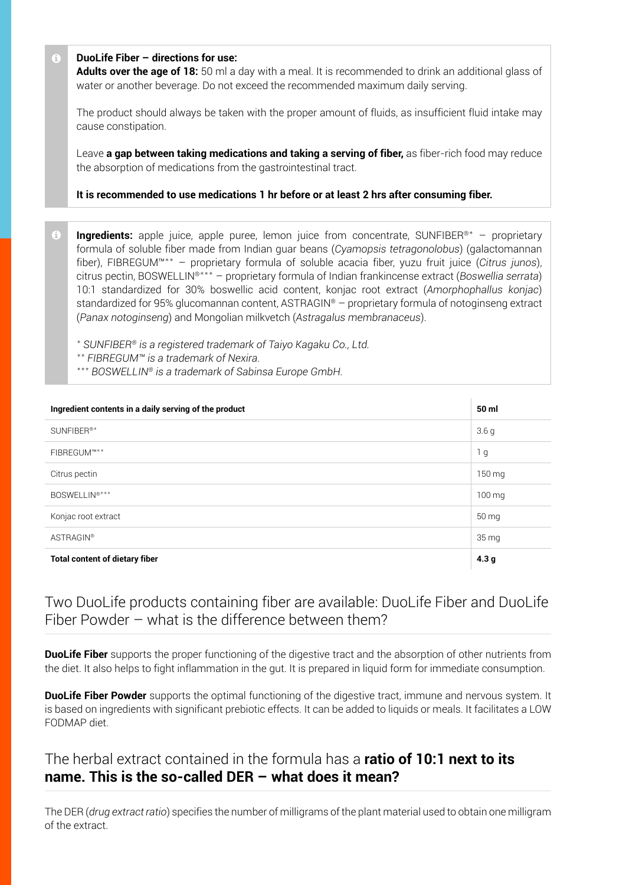**DuoLife Fiber – directions for use:**
**Adults over the age of 18:** 50 ml a day with a meal. It is recommended to drink an additional glass of water or another beverage. Do not exceed the recommended maximum daily serving.

The product should always be taken with the proper amount of fluids, as insufficient fluid intake may cause constipation.

Leave **a gap between taking medications and taking a serving of fiber,** as fiber-rich food may reduce the absorption of medications from the gastrointestinal tract.

**It is recommended to use medications 1 hr before or at least 2 hrs after consuming fiber.**

**Ingredients:** apple juice, apple puree, lemon juice from concentrate, SUNFIBER®* – proprietary formula of soluble fiber made from Indian guar beans (*Cyamopsis tetragonolobus*) (galactomannan fiber), FIBREGUM™** – proprietary formula of soluble acacia fiber, yuzu fruit juice (*Citrus junos*), citrus pectin, BOSWELLIN®*** – proprietary formula of Indian frankincense extract (*Boswellia serrata*) 10:1 standardized for 30% boswellic acid content, konjac root extract (*Amorphophallus konjac*) standardized for 95% glucomannan content, ASTRAGIN® – proprietary formula of notoginseng extract (*Panax notoginseng*) and Mongolian milkvetch (*Astragalus membranaceus*).

*\* SUNFIBER® is a registered trademark of Taiyo Kagaku Co., Ltd.*
*\*\* FIBREGUM™ is a trademark of Nexira.*
*\*\*\* BOSWELLIN® is a trademark of Sabinsa Europe GmbH.*

| Ingredient contents in a daily serving of the product | 50 ml |
|---|---|
| SUNFIBER®* | 3.6 g |
| FIBREGUM™** | 1 g |
| Citrus pectin | 150 mg |
| BOSWELLIN®*** | 100 mg |
| Konjac root extract | 50 mg |
| ASTRAGIN® | 35 mg |
| **Total content of dietary fiber** | **4.3 g** |

## Two DuoLife products containing fiber are available: DuoLife Fiber and DuoLife Fiber Powder – what is the difference between them?

**DuoLife Fiber** supports the proper functioning of the digestive tract and the absorption of other nutrients from the diet. It also helps to fight inflammation in the gut. It is prepared in liquid form for immediate consumption.

**DuoLife Fiber Powder** supports the optimal functioning of the digestive tract, immune and nervous system. It is based on ingredients with significant prebiotic effects. It can be added to liquids or meals. It facilitates a LOW FODMAP diet.

## The herbal extract contained in the formula has a **ratio of 10:1 next to its name. This is the so-called DER – what does it mean?**

The DER (*drug extract ratio*) specifies the number of milligrams of the plant material used to obtain one milligram of the extract.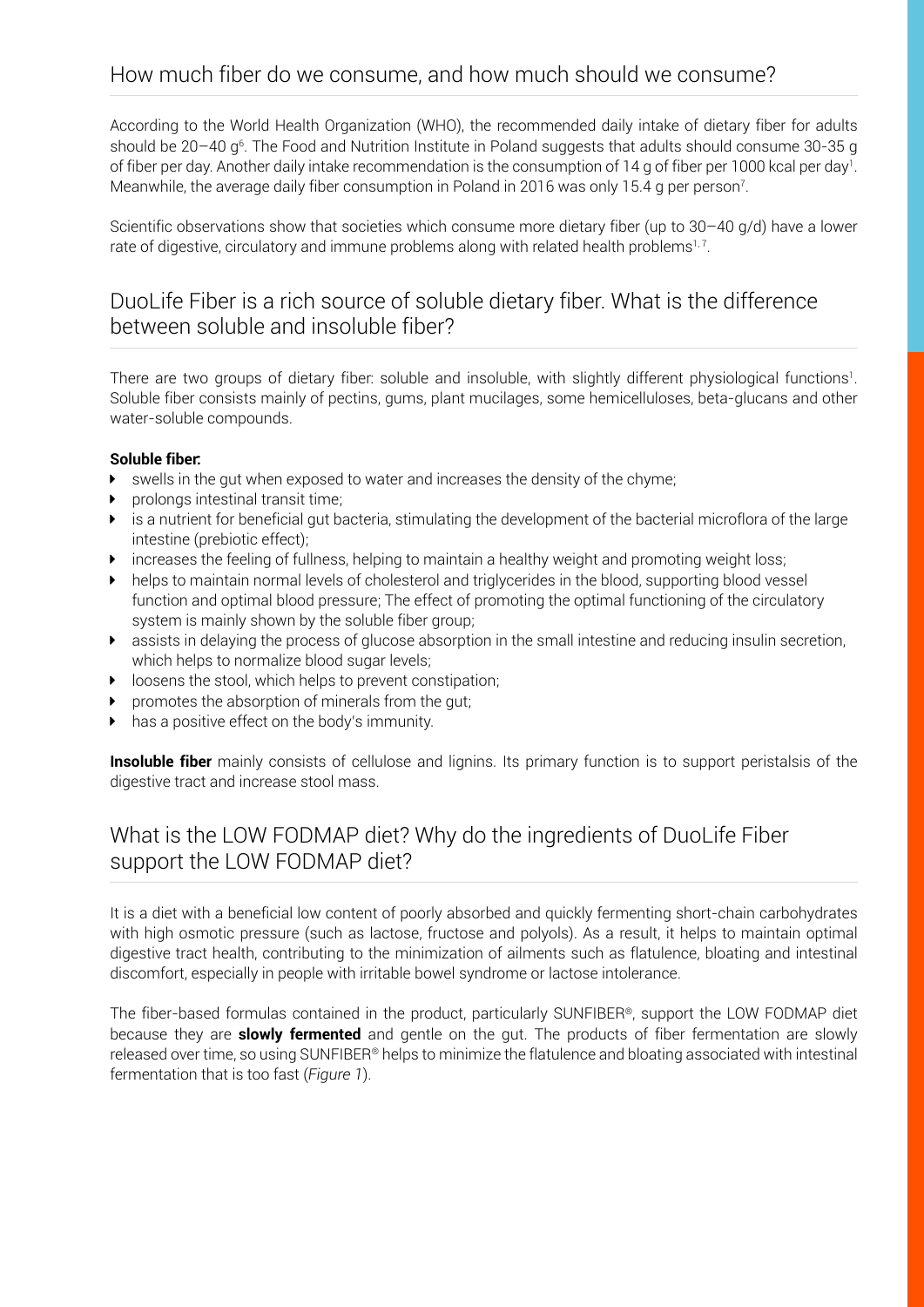## How much fiber do we consume, and how much should we consume?

According to the World Health Organization (WHO), the recommended daily intake of dietary fiber for adults should be 20–40 g[6]. The Food and Nutrition Institute in Poland suggests that adults should consume 30-35 g of fiber per day. Another daily intake recommendation is the consumption of 14 g of fiber per 1000 kcal per day[1]. Meanwhile, the average daily fiber consumption in Poland in 2016 was only 15.4 g per person[7].

Scientific observations show that societies which consume more dietary fiber (up to 30–40 g/d) have a lower rate of digestive, circulatory and immune problems along with related health problems[1, 7].

## DuoLife Fiber is a rich source of soluble dietary fiber. What is the difference between soluble and insoluble fiber?

There are two groups of dietary fiber: soluble and insoluble, with slightly different physiological functions[1]. Soluble fiber consists mainly of pectins, gums, plant mucilages, some hemicelluloses, beta-glucans and other water-soluble compounds.

**Soluble fiber:**

- swells in the gut when exposed to water and increases the density of the chyme;
- prolongs intestinal transit time;
- is a nutrient for beneficial gut bacteria, stimulating the development of the bacterial microflora of the large intestine (prebiotic effect);
- increases the feeling of fullness, helping to maintain a healthy weight and promoting weight loss;
- helps to maintain normal levels of cholesterol and triglycerides in the blood, supporting blood vessel function and optimal blood pressure; The effect of promoting the optimal functioning of the circulatory system is mainly shown by the soluble fiber group;
- assists in delaying the process of glucose absorption in the small intestine and reducing insulin secretion, which helps to normalize blood sugar levels;
- loosens the stool, which helps to prevent constipation;
- promotes the absorption of minerals from the gut;
- has a positive effect on the body's immunity.

**Insoluble fiber** mainly consists of cellulose and lignins. Its primary function is to support peristalsis of the digestive tract and increase stool mass.

## What is the LOW FODMAP diet? Why do the ingredients of DuoLife Fiber support the LOW FODMAP diet?

It is a diet with a beneficial low content of poorly absorbed and quickly fermenting short-chain carbohydrates with high osmotic pressure (such as lactose, fructose and polyols). As a result, it helps to maintain optimal digestive tract health, contributing to the minimization of ailments such as flatulence, bloating and intestinal discomfort, especially in people with irritable bowel syndrome or lactose intolerance.

The fiber-based formulas contained in the product, particularly SUNFIBER®, support the LOW FODMAP diet because they are **slowly fermented** and gentle on the gut. The products of fiber fermentation are slowly released over time, so using SUNFIBER® helps to minimize the flatulence and bloating associated with intestinal fermentation that is too fast (*Figure 1*).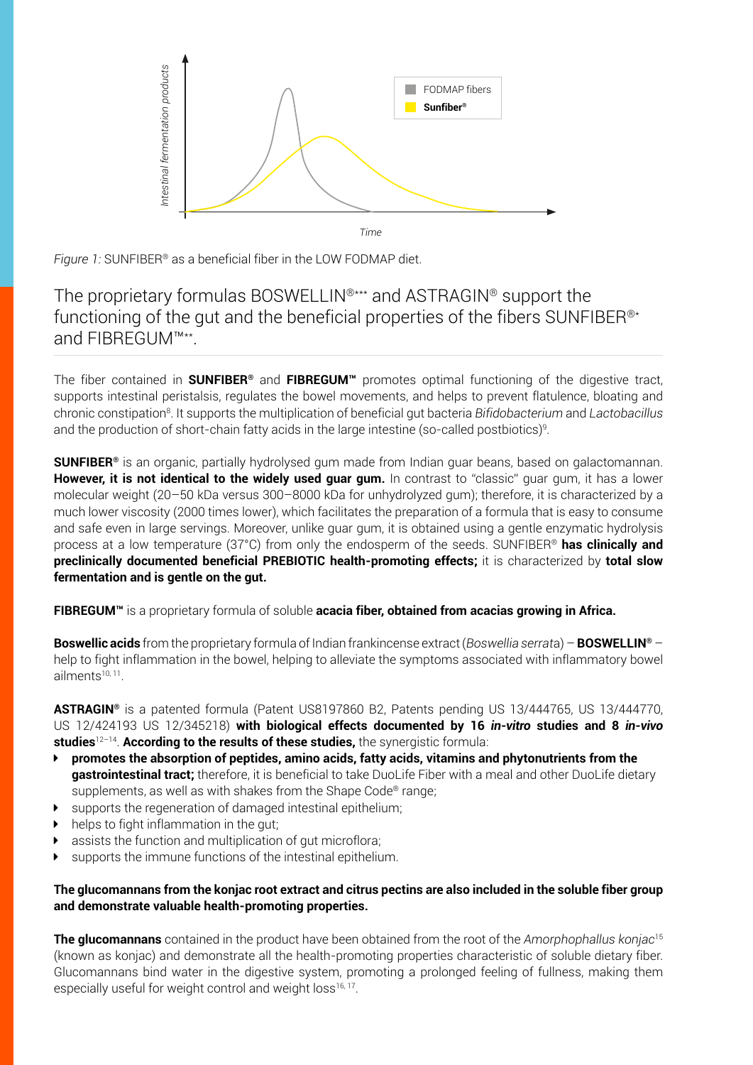*Figure 1:* SUNFIBER® as a beneficial fiber in the LOW FODMAP diet.

## The proprietary formulas BOSWELLIN®*** and ASTRAGIN® support the functioning of the gut and the beneficial properties of the fibers SUNFIBER®* and FIBREGUM™**.

The fiber contained in **SUNFIBER®** and **FIBREGUM™** promotes optimal functioning of the digestive tract, supports intestinal peristalsis, regulates the bowel movements, and helps to prevent flatulence, bloating and chronic constipation[8]. It supports the multiplication of beneficial gut bacteria *Bifidobacterium* and *Lactobacillus* and the production of short-chain fatty acids in the large intestine (so-called postbiotics)[9].

**SUNFIBER®** is an organic, partially hydrolysed gum made from Indian guar beans, based on galactomannan. **However, it is not identical to the widely used guar gum.** In contrast to "classic" guar gum, it has a lower molecular weight (20–50 kDa versus 300–8000 kDa for unhydrolyzed gum); therefore, it is characterized by a much lower viscosity (2000 times lower), which facilitates the preparation of a formula that is easy to consume and safe even in large servings. Moreover, unlike guar gum, it is obtained using a gentle enzymatic hydrolysis process at a low temperature (37°C) from only the endosperm of the seeds. SUNFIBER® **has clinically and preclinically documented beneficial PREBIOTIC health-promoting effects;** it is characterized by **total slow fermentation and is gentle on the gut.**

**FIBREGUM™** is a proprietary formula of soluble **acacia fiber, obtained from acacias growing in Africa.**

**Boswellic acids** from the proprietary formula of Indian frankincense extract (*Boswellia serrata*) – **BOSWELLIN®** – help to fight inflammation in the bowel, helping to alleviate the symptoms associated with inflammatory bowel ailments[10, 11].

**ASTRAGIN®** is a patented formula (Patent US8197860 B2, Patents pending US 13/444765, US 13/444770, US 12/424193 US 12/345218) **with biological effects documented by 16 *in-vitro* studies and 8 *in-vivo* studies**[12–14]. **According to the results of these studies,** the synergistic formula:

- **promotes the absorption of peptides, amino acids, fatty acids, vitamins and phytonutrients from the gastrointestinal tract;** therefore, it is beneficial to take DuoLife Fiber with a meal and other DuoLife dietary supplements, as well as with shakes from the Shape Code® range;
- supports the regeneration of damaged intestinal epithelium;
- helps to fight inflammation in the gut;
- assists the function and multiplication of gut microflora;
- supports the immune functions of the intestinal epithelium.

**The glucomannans from the konjac root extract and citrus pectins are also included in the soluble fiber group and demonstrate valuable health-promoting properties.**

**The glucomannans** contained in the product have been obtained from the root of the *Amorphophallus konjac*[15] (known as konjac) and demonstrate all the health-promoting properties characteristic of soluble dietary fiber. Glucomannans bind water in the digestive system, promoting a prolonged feeling of fullness, making them especially useful for weight control and weight loss[16, 17].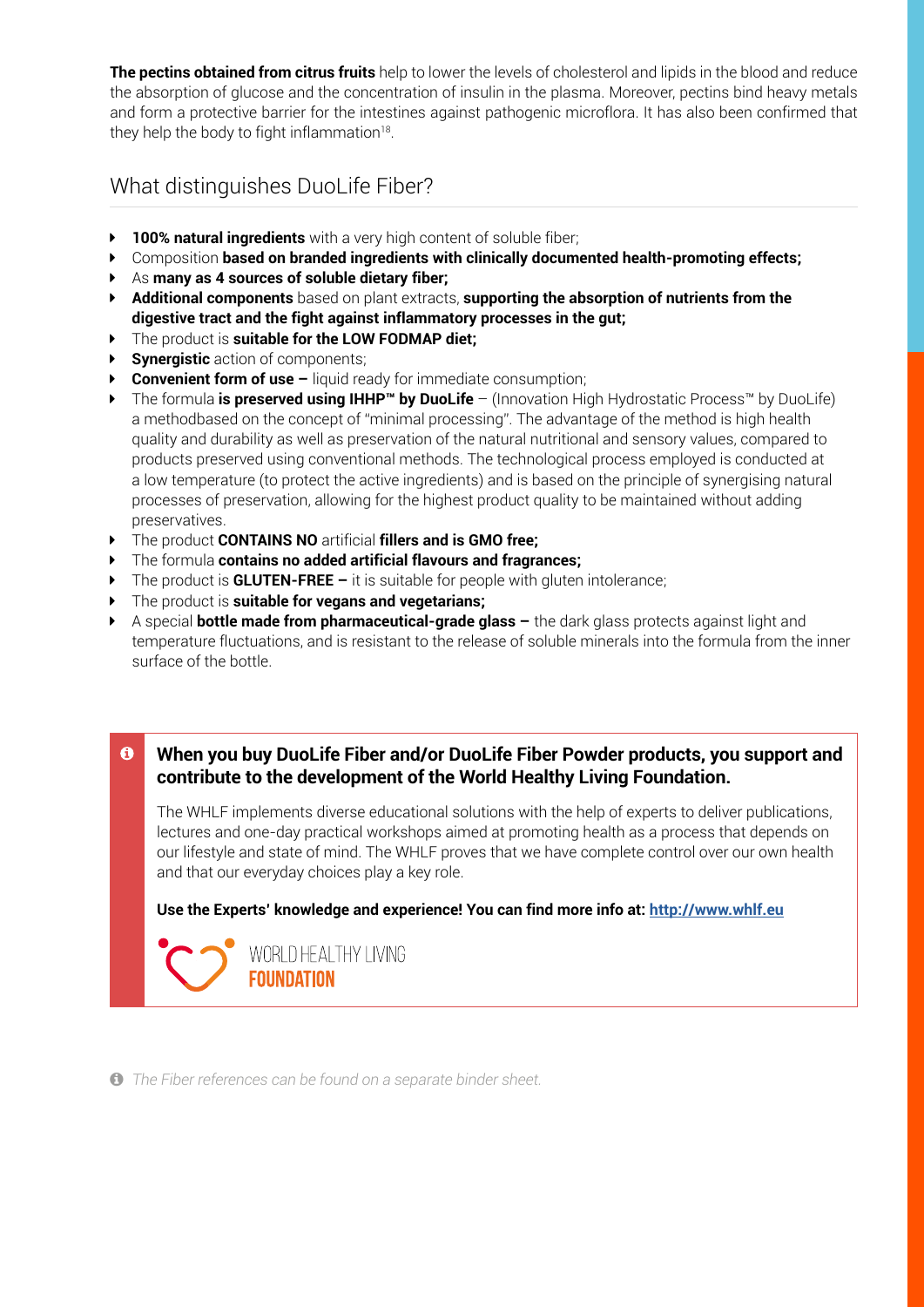**The pectins obtained from citrus fruits** help to lower the levels of cholesterol and lipids in the blood and reduce the absorption of glucose and the concentration of insulin in the plasma. Moreover, pectins bind heavy metals and form a protective barrier for the intestines against pathogenic microflora. It has also been confirmed that they help the body to fight inflammation[18].

## What distinguishes DuoLife Fiber?

- **100% natural ingredients** with a very high content of soluble fiber;
- Composition **based on branded ingredients with clinically documented health-promoting effects;**
- As **many as 4 sources of soluble dietary fiber;**
- **Additional components** based on plant extracts, **supporting the absorption of nutrients from the digestive tract and the fight against inflammatory processes in the gut;**
- The product is **suitable for the LOW FODMAP diet;**
- **Synergistic** action of components;
- **Convenient form of use –** liquid ready for immediate consumption;
- The formula **is preserved using IHHP™ by DuoLife** – (Innovation High Hydrostatic Process™ by DuoLife) a methodbased on the concept of "minimal processing". The advantage of the method is high health quality and durability as well as preservation of the natural nutritional and sensory values, compared to products preserved using conventional methods. The technological process employed is conducted at a low temperature (to protect the active ingredients) and is based on the principle of synergising natural processes of preservation, allowing for the highest product quality to be maintained without adding preservatives.
- The product **CONTAINS NO** artificial **fillers and is GMO free;**
- The formula **contains no added artificial flavours and fragrances;**
- The product is **GLUTEN-FREE –** it is suitable for people with gluten intolerance;
- The product is **suitable for vegans and vegetarians;**
- A special **bottle made from pharmaceutical-grade glass –** the dark glass protects against light and temperature fluctuations, and is resistant to the release of soluble minerals into the formula from the inner surface of the bottle.

**When you buy DuoLife Fiber and/or DuoLife Fiber Powder products, you support and contribute to the development of the World Healthy Living Foundation.**

The WHLF implements diverse educational solutions with the help of experts to deliver publications, lectures and one-day practical workshops aimed at promoting health as a process that depends on our lifestyle and state of mind. The WHLF proves that we have complete control over our own health and that our everyday choices play a key role.

**Use the Experts' knowledge and experience! You can find more info at: [http://www.whlf.eu](http://www.whlf.eu)**

WORLD HEALTHY LIVING **FOUNDATION**

*The Fiber references can be found on a separate binder sheet.*